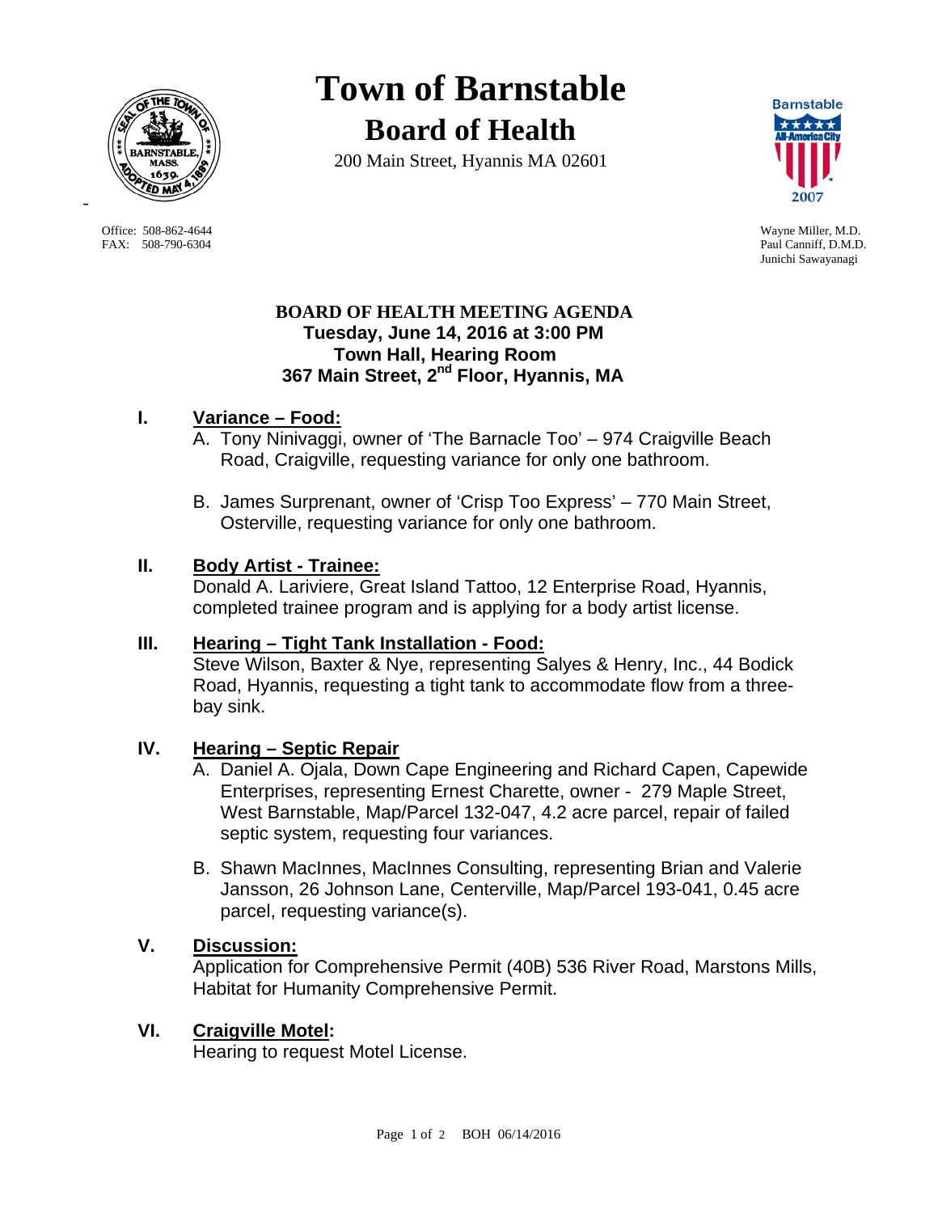# Town of Barnstable

## Board of Health

200 Main Street, Hyannis MA 02601

Office: 508-862-4644
FAX: 508-790-6304

Wayne Miller, M.D.
Paul Canniff, D.M.D.
Junichi Sawayanagi

**BOARD OF HEALTH MEETING AGENDA**
**Tuesday, June 14, 2016 at 3:00 PM**
**Town Hall, Hearing Room**
**367 Main Street, 2nd Floor, Hyannis, MA**

## I. Variance – Food:

A. Tony Ninivaggi, owner of 'The Barnacle Too' – 974 Craigville Beach Road, Craigville, requesting variance for only one bathroom.

B. James Surprenant, owner of 'Crisp Too Express' – 770 Main Street, Osterville, requesting variance for only one bathroom.

## II. Body Artist - Trainee:

Donald A. Lariviere, Great Island Tattoo, 12 Enterprise Road, Hyannis, completed trainee program and is applying for a body artist license.

## III. Hearing – Tight Tank Installation - Food:

Steve Wilson, Baxter & Nye, representing Salyes & Henry, Inc., 44 Bodick Road, Hyannis, requesting a tight tank to accommodate flow from a three-bay sink.

## IV. Hearing – Septic Repair

A. Daniel A. Ojala, Down Cape Engineering and Richard Capen, Capewide Enterprises, representing Ernest Charette, owner - 279 Maple Street, West Barnstable, Map/Parcel 132-047, 4.2 acre parcel, repair of failed septic system, requesting four variances.

B. Shawn MacInnes, MacInnes Consulting, representing Brian and Valerie Jansson, 26 Johnson Lane, Centerville, Map/Parcel 193-041, 0.45 acre parcel, requesting variance(s).

## V. Discussion:

Application for Comprehensive Permit (40B) 536 River Road, Marstons Mills, Habitat for Humanity Comprehensive Permit.

## VI. Craigville Motel:

Hearing to request Motel License.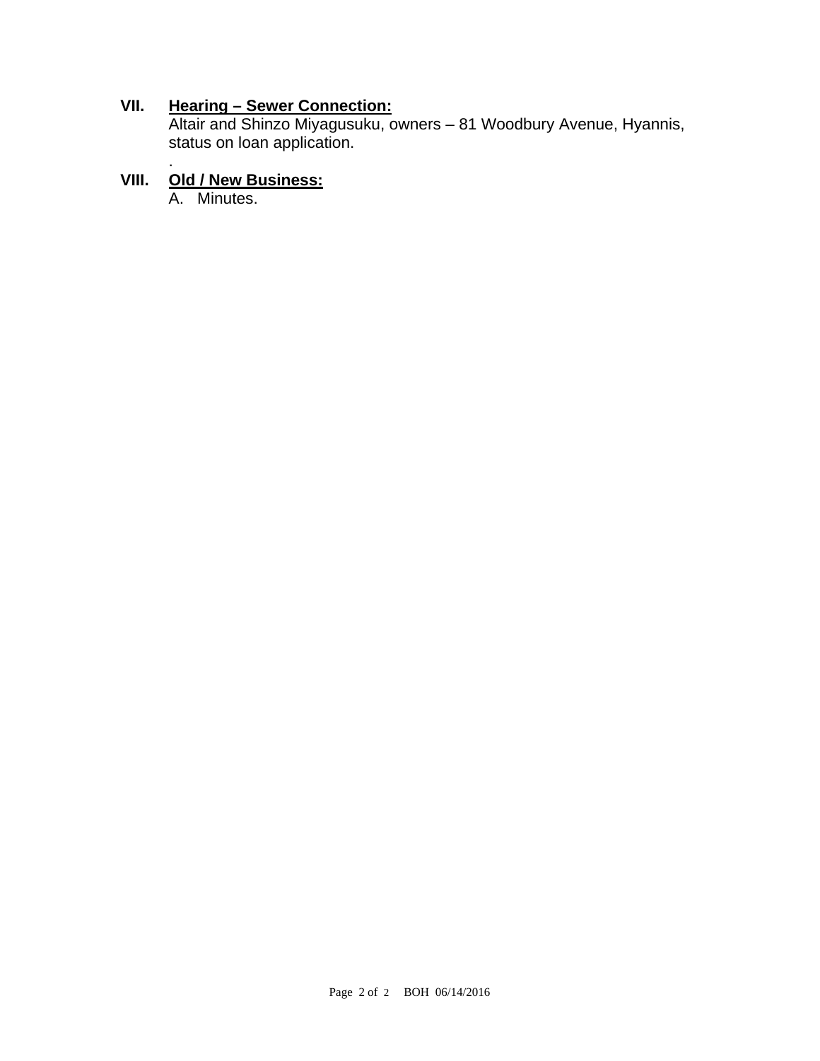**VII. Hearing – Sewer Connection:**

Altair and Shinzo Miyagusuku, owners – 81 Woodbury Avenue, Hyannis, status on loan application.

.

**VIII. Old / New Business:**

A. Minutes.